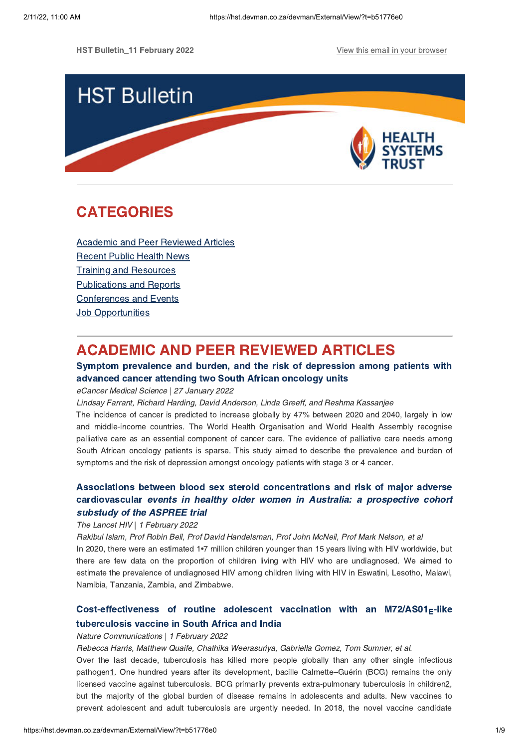HST Bulletin_11 February 2022

View this email in your browser

# HST Bulletin

HEALTH SYSTEMS TRUST

## CATEGORIES

Academic and Peer Reviewed Articles
Recent Public Health News
Training and Resources
Publications and Reports
Conferences and Events
Job Opportunities

## ACADEMIC AND PEER REVIEWED ARTICLES

### Symptom prevalence and burden, and the risk of depression among patients with advanced cancer attending two South African oncology units

*eCancer Medical Science | 27 January 2022*

*Lindsay Farrant, Richard Harding, David Anderson, Linda Greeff, and Reshma Kassanjee*

The incidence of cancer is predicted to increase globally by 47% between 2020 and 2040, largely in low and middle-income countries. The World Health Organisation and World Health Assembly recognise palliative care as an essential component of cancer care. The evidence of palliative care needs among South African oncology patients is sparse. This study aimed to describe the prevalence and burden of symptoms and the risk of depression amongst oncology patients with stage 3 or 4 cancer.

### Associations between blood sex steroid concentrations and risk of major adverse cardiovascular *events in healthy older women in Australia: a prospective cohort substudy of the ASPREE trial*

*The Lancet HIV | 1 February 2022*

*Rakibul Islam, Prof Robin Bell, Prof David Handelsman, Prof John McNeil, Prof Mark Nelson, et al*

In 2020, there were an estimated 1•7 million children younger than 15 years living with HIV worldwide, but there are few data on the proportion of children living with HIV who are undiagnosed. We aimed to estimate the prevalence of undiagnosed HIV among children living with HIV in Eswatini, Lesotho, Malawi, Namibia, Tanzania, Zambia, and Zimbabwe.

### Cost-effectiveness of routine adolescent vaccination with an $M72/AS01_E$-like tuberculosis vaccine in South Africa and India

*Nature Communications | 1 February 2022*

*Rebecca Harris, Matthew Quaife, Chathika Weerasuriya, Gabriella Gomez, Tom Sumner, et al.*

Over the last decade, tuberculosis has killed more people globally than any other single infectious pathogen[1]. One hundred years after its development, bacille Calmette–Guérin (BCG) remains the only licensed vaccine against tuberculosis. BCG primarily prevents extra-pulmonary tuberculosis in children[2], but the majority of the global burden of disease remains in adolescents and adults. New vaccines to prevent adolescent and adult tuberculosis are urgently needed. In 2018, the novel vaccine candidate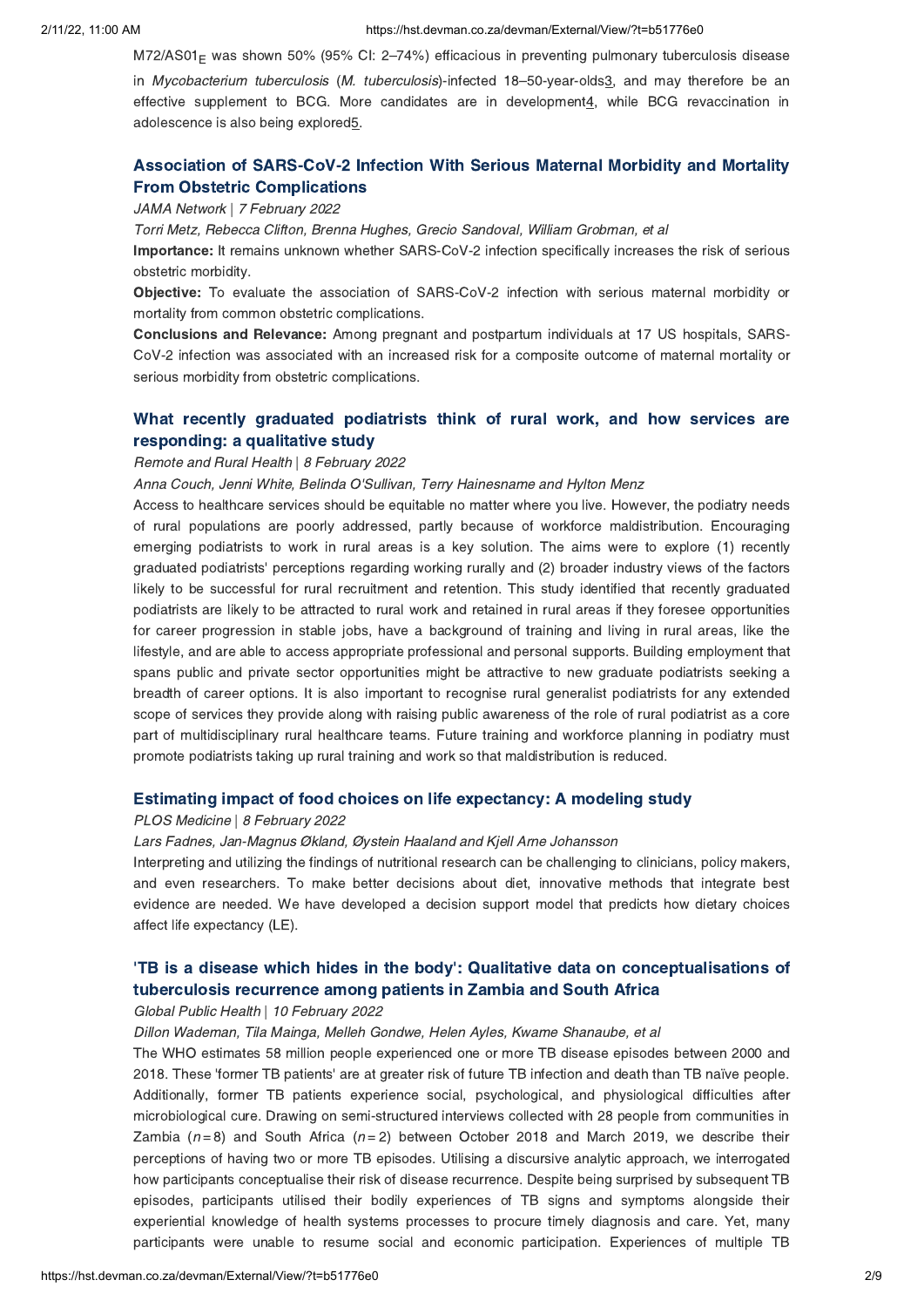M72/AS01$_E$ was shown 50% (95% CI: 2–74%) efficacious in preventing pulmonary tuberculosis disease in *Mycobacterium tuberculosis* (*M. tuberculosis*)-infected 18–50-year-olds[3], and may therefore be an effective supplement to BCG. More candidates are in development[4], while BCG revaccination in adolescence is also being explored[5].

### Association of SARS-CoV-2 Infection With Serious Maternal Morbidity and Mortality From Obstetric Complications

*JAMA Network | 7 February 2022*

*Torri Metz, Rebecca Clifton, Brenna Hughes, Grecio Sandoval, William Grobman, et al*

**Importance:** It remains unknown whether SARS-CoV-2 infection specifically increases the risk of serious obstetric morbidity.

**Objective:** To evaluate the association of SARS-CoV-2 infection with serious maternal morbidity or mortality from common obstetric complications.

**Conclusions and Relevance:** Among pregnant and postpartum individuals at 17 US hospitals, SARS-CoV-2 infection was associated with an increased risk for a composite outcome of maternal mortality or serious morbidity from obstetric complications.

### What recently graduated podiatrists think of rural work, and how services are responding: a qualitative study

*Remote and Rural Health | 8 February 2022*

*Anna Couch, Jenni White, Belinda O'Sullivan, Terry Hainesname and Hylton Menz*

Access to healthcare services should be equitable no matter where you live. However, the podiatry needs of rural populations are poorly addressed, partly because of workforce maldistribution. Encouraging emerging podiatrists to work in rural areas is a key solution. The aims were to explore (1) recently graduated podiatrists' perceptions regarding working rurally and (2) broader industry views of the factors likely to be successful for rural recruitment and retention. This study identified that recently graduated podiatrists are likely to be attracted to rural work and retained in rural areas if they foresee opportunities for career progression in stable jobs, have a background of training and living in rural areas, like the lifestyle, and are able to access appropriate professional and personal supports. Building employment that spans public and private sector opportunities might be attractive to new graduate podiatrists seeking a breadth of career options. It is also important to recognise rural generalist podiatrists for any extended scope of services they provide along with raising public awareness of the role of rural podiatrist as a core part of multidisciplinary rural healthcare teams. Future training and workforce planning in podiatry must promote podiatrists taking up rural training and work so that maldistribution is reduced.

### Estimating impact of food choices on life expectancy: A modeling study

*PLOS Medicine | 8 February 2022*

*Lars Fadnes, Jan-Magnus Økland, Øystein Haaland and Kjell Arne Johansson*

Interpreting and utilizing the findings of nutritional research can be challenging to clinicians, policy makers, and even researchers. To make better decisions about diet, innovative methods that integrate best evidence are needed. We have developed a decision support model that predicts how dietary choices affect life expectancy (LE).

### 'TB is a disease which hides in the body': Qualitative data on conceptualisations of tuberculosis recurrence among patients in Zambia and South Africa

*Global Public Health | 10 February 2022*

*Dillon Wademan, Tila Mainga, Melleh Gondwe, Helen Ayles, Kwame Shanaube, et al*

The WHO estimates 58 million people experienced one or more TB disease episodes between 2000 and 2018. These 'former TB patients' are at greater risk of future TB infection and death than TB naïve people. Additionally, former TB patients experience social, psychological, and physiological difficulties after microbiological cure. Drawing on semi-structured interviews collected with 28 people from communities in Zambia ($n = 8$) and South Africa ($n = 2$) between October 2018 and March 2019, we describe their perceptions of having two or more TB episodes. Utilising a discursive analytic approach, we interrogated how participants conceptualise their risk of disease recurrence. Despite being surprised by subsequent TB episodes, participants utilised their bodily experiences of TB signs and symptoms alongside their experiential knowledge of health systems processes to procure timely diagnosis and care. Yet, many participants were unable to resume social and economic participation. Experiences of multiple TB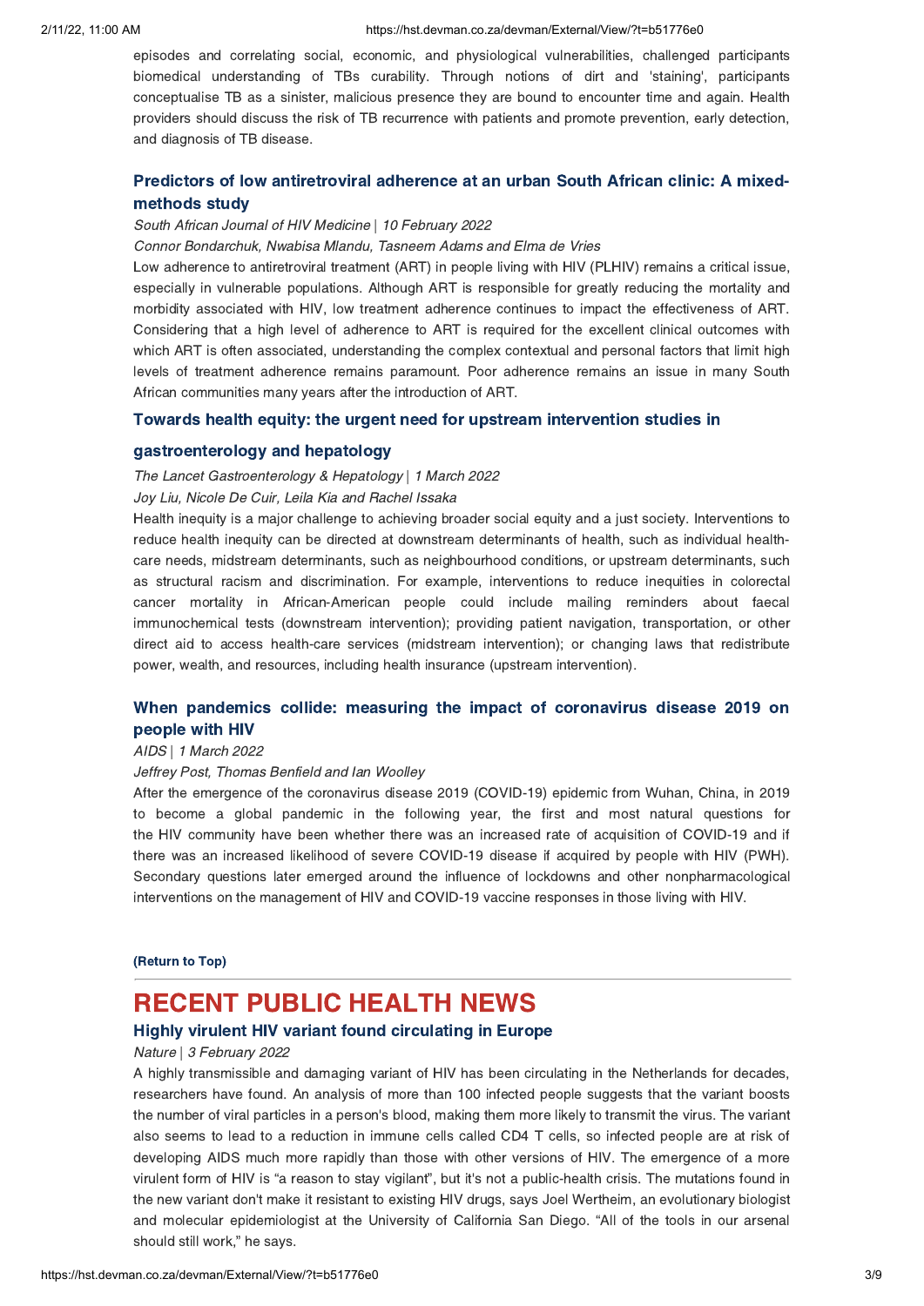episodes and correlating social, economic, and physiological vulnerabilities, challenged participants biomedical understanding of TBs curability. Through notions of dirt and 'staining', participants conceptualise TB as a sinister, malicious presence they are bound to encounter time and again. Health providers should discuss the risk of TB recurrence with patients and promote prevention, early detection, and diagnosis of TB disease.

### Predictors of low antiretroviral adherence at an urban South African clinic: A mixed-methods study

*South African Journal of HIV Medicine | 10 February 2022*

*Connor Bondarchuk, Nwabisa Mlandu, Tasneem Adams and Elma de Vries*

Low adherence to antiretroviral treatment (ART) in people living with HIV (PLHIV) remains a critical issue, especially in vulnerable populations. Although ART is responsible for greatly reducing the mortality and morbidity associated with HIV, low treatment adherence continues to impact the effectiveness of ART. Considering that a high level of adherence to ART is required for the excellent clinical outcomes with which ART is often associated, understanding the complex contextual and personal factors that limit high levels of treatment adherence remains paramount. Poor adherence remains an issue in many South African communities many years after the introduction of ART.

### Towards health equity: the urgent need for upstream intervention studies in gastroenterology and hepatology

*The Lancet Gastroenterology & Hepatology | 1 March 2022*

*Joy Liu, Nicole De Cuir, Leila Kia and Rachel Issaka*

Health inequity is a major challenge to achieving broader social equity and a just society. Interventions to reduce health inequity can be directed at downstream determinants of health, such as individual health-care needs, midstream determinants, such as neighbourhood conditions, or upstream determinants, such as structural racism and discrimination. For example, interventions to reduce inequities in colorectal cancer mortality in African-American people could include mailing reminders about faecal immunochemical tests (downstream intervention); providing patient navigation, transportation, or other direct aid to access health-care services (midstream intervention); or changing laws that redistribute power, wealth, and resources, including health insurance (upstream intervention).

### When pandemics collide: measuring the impact of coronavirus disease 2019 on people with HIV

*AIDS | 1 March 2022*

*Jeffrey Post, Thomas Benfield and Ian Woolley*

After the emergence of the coronavirus disease 2019 (COVID-19) epidemic from Wuhan, China, in 2019 to become a global pandemic in the following year, the first and most natural questions for the HIV community have been whether there was an increased rate of acquisition of COVID-19 and if there was an increased likelihood of severe COVID-19 disease if acquired by people with HIV (PWH). Secondary questions later emerged around the influence of lockdowns and other nonpharmacological interventions on the management of HIV and COVID-19 vaccine responses in those living with HIV.

**(Return to Top)**

---

# RECENT PUBLIC HEALTH NEWS

### Highly virulent HIV variant found circulating in Europe

*Nature | 3 February 2022*

A highly transmissible and damaging variant of HIV has been circulating in the Netherlands for decades, researchers have found. An analysis of more than 100 infected people suggests that the variant boosts the number of viral particles in a person's blood, making them more likely to transmit the virus. The variant also seems to lead to a reduction in immune cells called CD4 T cells, so infected people are at risk of developing AIDS much more rapidly than those with other versions of HIV. The emergence of a more virulent form of HIV is "a reason to stay vigilant", but it's not a public-health crisis. The mutations found in the new variant don't make it resistant to existing HIV drugs, says Joel Wertheim, an evolutionary biologist and molecular epidemiologist at the University of California San Diego. "All of the tools in our arsenal should still work," he says.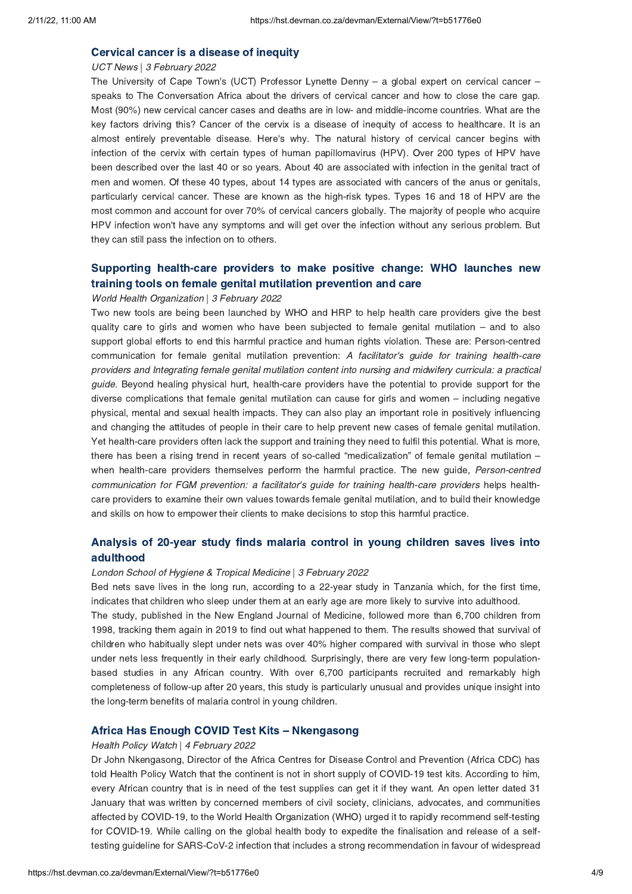### Cervical cancer is a disease of inequity

*UCT News | 3 February 2022*

The University of Cape Town's (UCT) Professor Lynette Denny – a global expert on cervical cancer – speaks to The Conversation Africa about the drivers of cervical cancer and how to close the care gap. Most (90%) new cervical cancer cases and deaths are in low- and middle-income countries. What are the key factors driving this? Cancer of the cervix is a disease of inequity of access to healthcare. It is an almost entirely preventable disease. Here's why. The natural history of cervical cancer begins with infection of the cervix with certain types of human papillomavirus (HPV). Over 200 types of HPV have been described over the last 40 or so years. About 40 are associated with infection in the genital tract of men and women. Of these 40 types, about 14 types are associated with cancers of the anus or genitals, particularly cervical cancer. These are known as the high-risk types. Types 16 and 18 of HPV are the most common and account for over 70% of cervical cancers globally. The majority of people who acquire HPV infection won't have any symptoms and will get over the infection without any serious problem. But they can still pass the infection on to others.

### Supporting health-care providers to make positive change: WHO launches new training tools on female genital mutilation prevention and care

*World Health Organization | 3 February 2022*

Two new tools are being been launched by WHO and HRP to help health care providers give the best quality care to girls and women who have been subjected to female genital mutilation – and to also support global efforts to end this harmful practice and human rights violation. These are: Person-centred communication for female genital mutilation prevention: *A facilitator's guide for training health-care providers and Integrating female genital mutilation content into nursing and midwifery curricula: a practical guide*. Beyond healing physical hurt, health-care providers have the potential to provide support for the diverse complications that female genital mutilation can cause for girls and women – including negative physical, mental and sexual health impacts. They can also play an important role in positively influencing and changing the attitudes of people in their care to help prevent new cases of female genital mutilation. Yet health-care providers often lack the support and training they need to fulfil this potential. What is more, there has been a rising trend in recent years of so-called "medicalization" of female genital mutilation – when health-care providers themselves perform the harmful practice. The new guide, *Person-centred communication for FGM prevention: a facilitator's guide for training health-care providers* helps health-care providers to examine their own values towards female genital mutilation, and to build their knowledge and skills on how to empower their clients to make decisions to stop this harmful practice.

### Analysis of 20-year study finds malaria control in young children saves lives into adulthood

*London School of Hygiene & Tropical Medicine | 3 February 2022*

Bed nets save lives in the long run, according to a 22-year study in Tanzania which, for the first time, indicates that children who sleep under them at an early age are more likely to survive into adulthood.

The study, published in the New England Journal of Medicine, followed more than 6,700 children from 1998, tracking them again in 2019 to find out what happened to them. The results showed that survival of children who habitually slept under nets was over 40% higher compared with survival in those who slept under nets less frequently in their early childhood. Surprisingly, there are very few long-term population-based studies in any African country. With over 6,700 participants recruited and remarkably high completeness of follow-up after 20 years, this study is particularly unusual and provides unique insight into the long-term benefits of malaria control in young children.

### Africa Has Enough COVID Test Kits – Nkengasong

*Health Policy Watch | 4 February 2022*

Dr John Nkengasong, Director of the Africa Centres for Disease Control and Prevention (Africa CDC) has told Health Policy Watch that the continent is not in short supply of COVID-19 test kits. According to him, every African country that is in need of the test supplies can get it if they want. An open letter dated 31 January that was written by concerned members of civil society, clinicians, advocates, and communities affected by COVID-19, to the World Health Organization (WHO) urged it to rapidly recommend self-testing for COVID-19. While calling on the global health body to expedite the finalisation and release of a self-testing guideline for SARS-CoV-2 infection that includes a strong recommendation in favour of widespread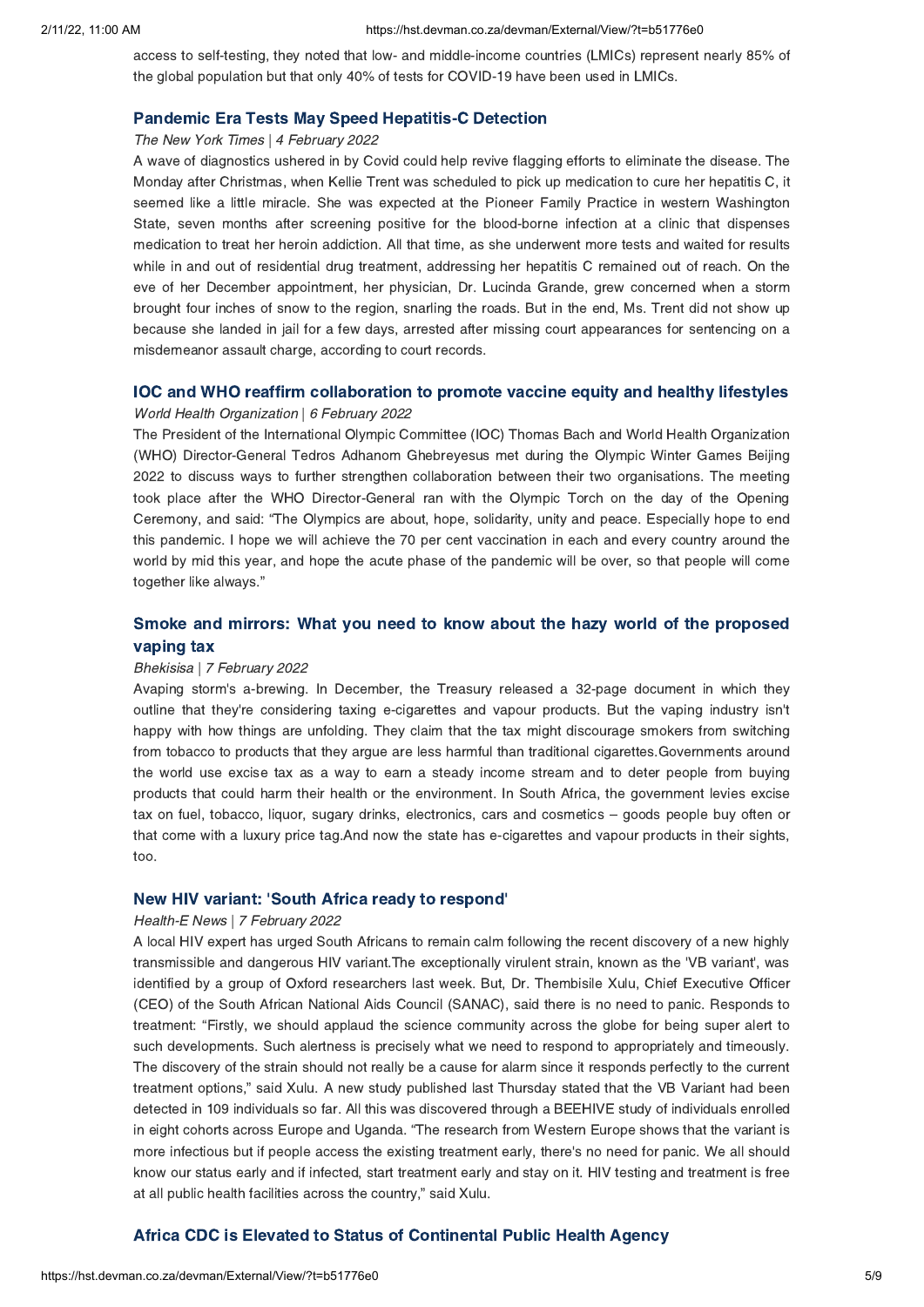access to self-testing, they noted that low- and middle-income countries (LMICs) represent nearly 85% of the global population but that only 40% of tests for COVID-19 have been used in LMICs.

### Pandemic Era Tests May Speed Hepatitis-C Detection

*The New York Times | 4 February 2022*

A wave of diagnostics ushered in by Covid could help revive flagging efforts to eliminate the disease. The Monday after Christmas, when Kellie Trent was scheduled to pick up medication to cure her hepatitis C, it seemed like a little miracle. She was expected at the Pioneer Family Practice in western Washington State, seven months after screening positive for the blood-borne infection at a clinic that dispenses medication to treat her heroin addiction. All that time, as she underwent more tests and waited for results while in and out of residential drug treatment, addressing her hepatitis C remained out of reach. On the eve of her December appointment, her physician, Dr. Lucinda Grande, grew concerned when a storm brought four inches of snow to the region, snarling the roads. But in the end, Ms. Trent did not show up because she landed in jail for a few days, arrested after missing court appearances for sentencing on a misdemeanor assault charge, according to court records.

### IOC and WHO reaffirm collaboration to promote vaccine equity and healthy lifestyles

*World Health Organization | 6 February 2022*

The President of the International Olympic Committee (IOC) Thomas Bach and World Health Organization (WHO) Director-General Tedros Adhanom Ghebreyesus met during the Olympic Winter Games Beijing 2022 to discuss ways to further strengthen collaboration between their two organisations. The meeting took place after the WHO Director-General ran with the Olympic Torch on the day of the Opening Ceremony, and said: "The Olympics are about, hope, solidarity, unity and peace. Especially hope to end this pandemic. I hope we will achieve the 70 per cent vaccination in each and every country around the world by mid this year, and hope the acute phase of the pandemic will be over, so that people will come together like always."

### Smoke and mirrors: What you need to know about the hazy world of the proposed vaping tax

*Bhekisisa | 7 February 2022*

Avaping storm's a-brewing. In December, the Treasury released a 32-page document in which they outline that they're considering taxing e-cigarettes and vapour products. But the vaping industry isn't happy with how things are unfolding. They claim that the tax might discourage smokers from switching from tobacco to products that they argue are less harmful than traditional cigarettes.Governments around the world use excise tax as a way to earn a steady income stream and to deter people from buying products that could harm their health or the environment. In South Africa, the government levies excise tax on fuel, tobacco, liquor, sugary drinks, electronics, cars and cosmetics – goods people buy often or that come with a luxury price tag.And now the state has e-cigarettes and vapour products in their sights, too.

### New HIV variant: 'South Africa ready to respond'

*Health-E News | 7 February 2022*

A local HIV expert has urged South Africans to remain calm following the recent discovery of a new highly transmissible and dangerous HIV variant.The exceptionally virulent strain, known as the 'VB variant', was identified by a group of Oxford researchers last week. But, Dr. Thembisile Xulu, Chief Executive Officer (CEO) of the South African National Aids Council (SANAC), said there is no need to panic. Responds to treatment: "Firstly, we should applaud the science community across the globe for being super alert to such developments. Such alertness is precisely what we need to respond to appropriately and timeously. The discovery of the strain should not really be a cause for alarm since it responds perfectly to the current treatment options," said Xulu. A new study published last Thursday stated that the VB Variant had been detected in 109 individuals so far. All this was discovered through a BEEHIVE study of individuals enrolled in eight cohorts across Europe and Uganda. "The research from Western Europe shows that the variant is more infectious but if people access the existing treatment early, there's no need for panic. We all should know our status early and if infected, start treatment early and stay on it. HIV testing and treatment is free at all public health facilities across the country," said Xulu.

### Africa CDC is Elevated to Status of Continental Public Health Agency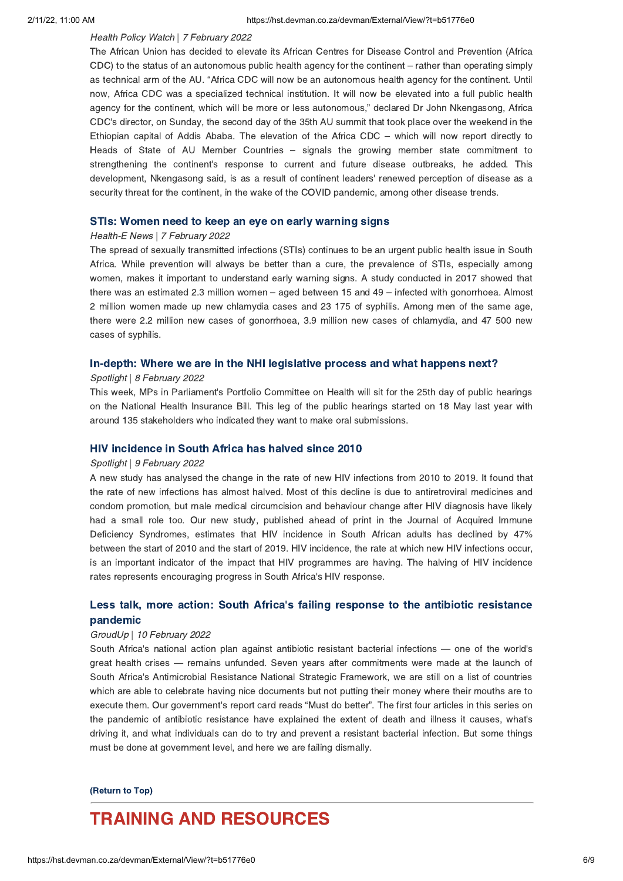*Health Policy Watch | 7 February 2022*

The African Union has decided to elevate its African Centres for Disease Control and Prevention (Africa CDC) to the status of an autonomous public health agency for the continent – rather than operating simply as technical arm of the AU. "Africa CDC will now be an autonomous health agency for the continent. Until now, Africa CDC was a specialized technical institution. It will now be elevated into a full public health agency for the continent, which will be more or less autonomous," declared Dr John Nkengasong, Africa CDC's director, on Sunday, the second day of the 35th AU summit that took place over the weekend in the Ethiopian capital of Addis Ababa. The elevation of the Africa CDC – which will now report directly to Heads of State of AU Member Countries – signals the growing member state commitment to strengthening the continent's response to current and future disease outbreaks, he added. This development, Nkengasong said, is as a result of continent leaders' renewed perception of disease as a security threat for the continent, in the wake of the COVID pandemic, among other disease trends.

### STIs: Women need to keep an eye on early warning signs

*Health-E News | 7 February 2022*

The spread of sexually transmitted infections (STIs) continues to be an urgent public health issue in South Africa. While prevention will always be better than a cure, the prevalence of STIs, especially among women, makes it important to understand early warning signs. A study conducted in 2017 showed that there was an estimated 2.3 million women – aged between 15 and 49 – infected with gonorrhoea. Almost 2 million women made up new chlamydia cases and 23 175 of syphilis. Among men of the same age, there were 2.2 million new cases of gonorrhoea, 3.9 million new cases of chlamydia, and 47 500 new cases of syphilis.

### In-depth: Where we are in the NHI legislative process and what happens next?

*Spotlight | 8 February 2022*

This week, MPs in Parliament's Portfolio Committee on Health will sit for the 25th day of public hearings on the National Health Insurance Bill. This leg of the public hearings started on 18 May last year with around 135 stakeholders who indicated they want to make oral submissions.

### HIV incidence in South Africa has halved since 2010

*Spotlight | 9 February 2022*

A new study has analysed the change in the rate of new HIV infections from 2010 to 2019. It found that the rate of new infections has almost halved. Most of this decline is due to antiretroviral medicines and condom promotion, but male medical circumcision and behaviour change after HIV diagnosis have likely had a small role too. Our new study, published ahead of print in the Journal of Acquired Immune Deficiency Syndromes, estimates that HIV incidence in South African adults has declined by 47% between the start of 2010 and the start of 2019. HIV incidence, the rate at which new HIV infections occur, is an important indicator of the impact that HIV programmes are having. The halving of HIV incidence rates represents encouraging progress in South Africa's HIV response.

### Less talk, more action: South Africa's failing response to the antibiotic resistance pandemic

*GroudUp | 10 February 2022*

South Africa's national action plan against antibiotic resistant bacterial infections — one of the world's great health crises — remains unfunded. Seven years after commitments were made at the launch of South Africa's Antimicrobial Resistance National Strategic Framework, we are still on a list of countries which are able to celebrate having nice documents but not putting their money where their mouths are to execute them. Our government's report card reads "Must do better". The first four articles in this series on the pandemic of antibiotic resistance have explained the extent of death and illness it causes, what's driving it, and what individuals can do to try and prevent a resistant bacterial infection. But some things must be done at government level, and here we are failing dismally.

**(Return to Top)**

---

# TRAINING AND RESOURCES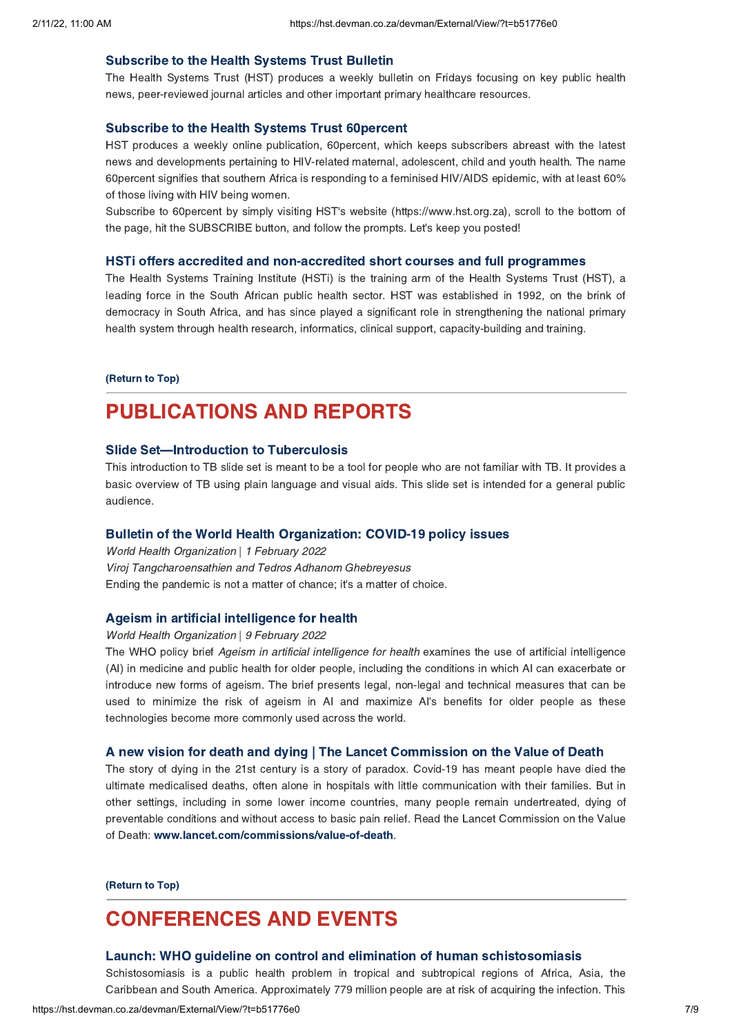### Subscribe to the Health Systems Trust Bulletin

The Health Systems Trust (HST) produces a weekly bulletin on Fridays focusing on key public health news, peer-reviewed journal articles and other important primary healthcare resources.

### Subscribe to the Health Systems Trust 60percent

HST produces a weekly online publication, 60percent, which keeps subscribers abreast with the latest news and developments pertaining to HIV-related maternal, adolescent, child and youth health. The name 60percent signifies that southern Africa is responding to a feminised HIV/AIDS epidemic, with at least 60% of those living with HIV being women.

Subscribe to 60percent by simply visiting HST's website (https://www.hst.org.za), scroll to the bottom of the page, hit the SUBSCRIBE button, and follow the prompts. Let's keep you posted!

### HSTi offers accredited and non-accredited short courses and full programmes

The Health Systems Training Institute (HSTi) is the training arm of the Health Systems Trust (HST), a leading force in the South African public health sector. HST was established in 1992, on the brink of democracy in South Africa, and has since played a significant role in strengthening the national primary health system through health research, informatics, clinical support, capacity-building and training.

**(Return to Top)**

---

## PUBLICATIONS AND REPORTS

### Slide Set—Introduction to Tuberculosis

This introduction to TB slide set is meant to be a tool for people who are not familiar with TB. It provides a basic overview of TB using plain language and visual aids. This slide set is intended for a general public audience.

### Bulletin of the World Health Organization: COVID-19 policy issues

*World Health Organization* | *1 February 2022*
*Viroj Tangcharoensathien and Tedros Adhanom Ghebreyesus*
Ending the pandemic is not a matter of chance; it's a matter of choice.

### Ageism in artificial intelligence for health

*World Health Organization* | *9 February 2022*
The WHO policy brief *Ageism in artificial intelligence for health* examines the use of artificial intelligence (AI) in medicine and public health for older people, including the conditions in which AI can exacerbate or introduce new forms of ageism. The brief presents legal, non-legal and technical measures that can be used to minimize the risk of ageism in AI and maximize AI's benefits for older people as these technologies become more commonly used across the world.

### A new vision for death and dying | The Lancet Commission on the Value of Death

The story of dying in the 21st century is a story of paradox. Covid-19 has meant people have died the ultimate medicalised deaths, often alone in hospitals with little communication with their families. But in other settings, including in some lower income countries, many people remain undertreated, dying of preventable conditions and without access to basic pain relief. Read the Lancet Commission on the Value of Death: **www.lancet.com/commissions/value-of-death**.

**(Return to Top)**

---

## CONFERENCES AND EVENTS

### Launch: WHO guideline on control and elimination of human schistosomiasis

Schistosomiasis is a public health problem in tropical and subtropical regions of Africa, Asia, the Caribbean and South America. Approximately 779 million people are at risk of acquiring the infection. This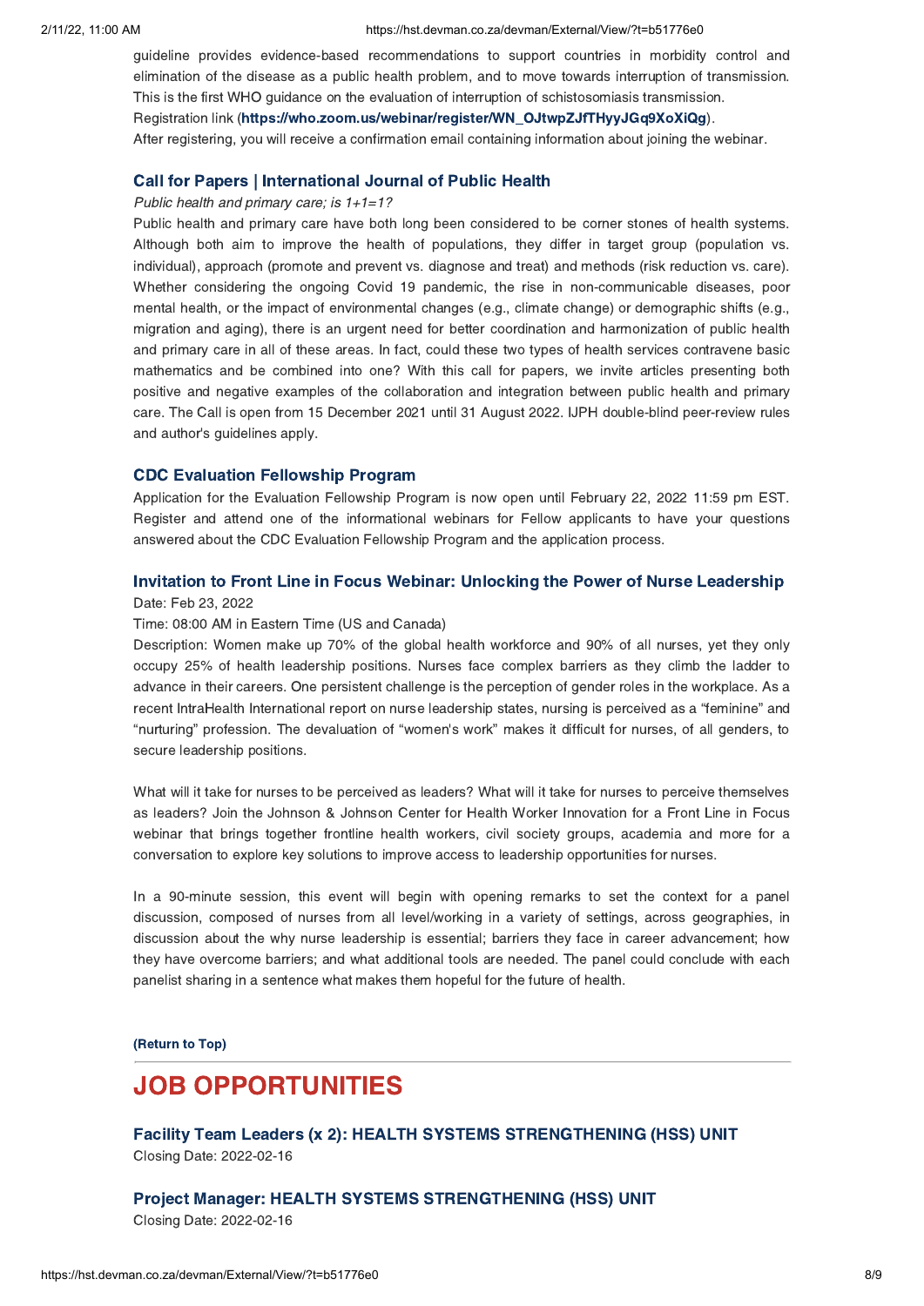guideline provides evidence-based recommendations to support countries in morbidity control and elimination of the disease as a public health problem, and to move towards interruption of transmission. This is the first WHO guidance on the evaluation of interruption of schistosomiasis transmission.
Registration link (**https://who.zoom.us/webinar/register/WN_OJtwpZJfTHyyJGq9XoXiQg**).
After registering, you will receive a confirmation email containing information about joining the webinar.

### Call for Papers | International Journal of Public Health

*Public health and primary care; is 1+1=1?*

Public health and primary care have both long been considered to be corner stones of health systems. Although both aim to improve the health of populations, they differ in target group (population vs. individual), approach (promote and prevent vs. diagnose and treat) and methods (risk reduction vs. care). Whether considering the ongoing Covid 19 pandemic, the rise in non-communicable diseases, poor mental health, or the impact of environmental changes (e.g., climate change) or demographic shifts (e.g., migration and aging), there is an urgent need for better coordination and harmonization of public health and primary care in all of these areas. In fact, could these two types of health services contravene basic mathematics and be combined into one? With this call for papers, we invite articles presenting both positive and negative examples of the collaboration and integration between public health and primary care. The Call is open from 15 December 2021 until 31 August 2022. IJPH double-blind peer-review rules and author's guidelines apply.

### CDC Evaluation Fellowship Program

Application for the Evaluation Fellowship Program is now open until February 22, 2022 11:59 pm EST. Register and attend one of the informational webinars for Fellow applicants to have your questions answered about the CDC Evaluation Fellowship Program and the application process.

### Invitation to Front Line in Focus Webinar: Unlocking the Power of Nurse Leadership

Date: Feb 23, 2022

Time: 08:00 AM in Eastern Time (US and Canada)

Description: Women make up 70% of the global health workforce and 90% of all nurses, yet they only occupy 25% of health leadership positions. Nurses face complex barriers as they climb the ladder to advance in their careers. One persistent challenge is the perception of gender roles in the workplace. As a recent IntraHealth International report on nurse leadership states, nursing is perceived as a "feminine" and "nurturing" profession. The devaluation of "women's work" makes it difficult for nurses, of all genders, to secure leadership positions.

What will it take for nurses to be perceived as leaders? What will it take for nurses to perceive themselves as leaders? Join the Johnson & Johnson Center for Health Worker Innovation for a Front Line in Focus webinar that brings together frontline health workers, civil society groups, academia and more for a conversation to explore key solutions to improve access to leadership opportunities for nurses.

In a 90-minute session, this event will begin with opening remarks to set the context for a panel discussion, composed of nurses from all level/working in a variety of settings, across geographies, in discussion about the why nurse leadership is essential; barriers they face in career advancement; how they have overcome barriers; and what additional tools are needed. The panel could conclude with each panelist sharing in a sentence what makes them hopeful for the future of health.

**(Return to Top)**

---

## JOB OPPORTUNITIES

### Facility Team Leaders (x 2): HEALTH SYSTEMS STRENGTHENING (HSS) UNIT

Closing Date: 2022-02-16

### Project Manager: HEALTH SYSTEMS STRENGTHENING (HSS) UNIT

Closing Date: 2022-02-16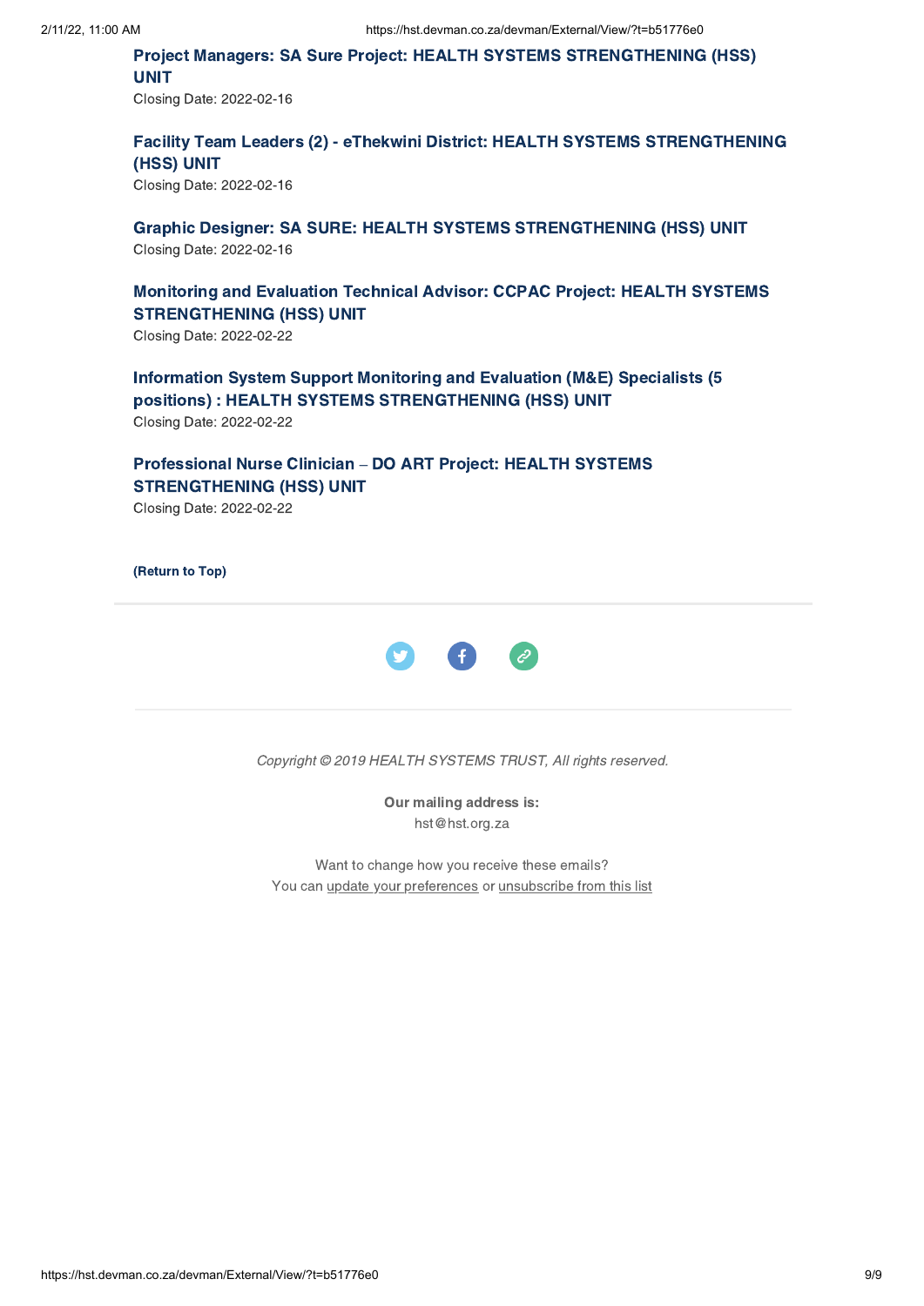**Project Managers: SA Sure Project: HEALTH SYSTEMS STRENGTHENING (HSS) UNIT**
Closing Date: 2022-02-16

**Facility Team Leaders (2) - eThekwini District: HEALTH SYSTEMS STRENGTHENING (HSS) UNIT**
Closing Date: 2022-02-16

**Graphic Designer: SA SURE: HEALTH SYSTEMS STRENGTHENING (HSS) UNIT**
Closing Date: 2022-02-16

**Monitoring and Evaluation Technical Advisor: CCPAC Project: HEALTH SYSTEMS STRENGTHENING (HSS) UNIT**
Closing Date: 2022-02-22

**Information System Support Monitoring and Evaluation (M&E) Specialists (5 positions) : HEALTH SYSTEMS STRENGTHENING (HSS) UNIT**
Closing Date: 2022-02-22

**Professional Nurse Clinician – DO ART Project: HEALTH SYSTEMS STRENGTHENING (HSS) UNIT**
Closing Date: 2022-02-22

**(Return to Top)**

---

*Copyright © 2019 HEALTH SYSTEMS TRUST, All rights reserved.*

**Our mailing address is:**
hst@hst.org.za

Want to change how you receive these emails?
You can update your preferences or unsubscribe from this list